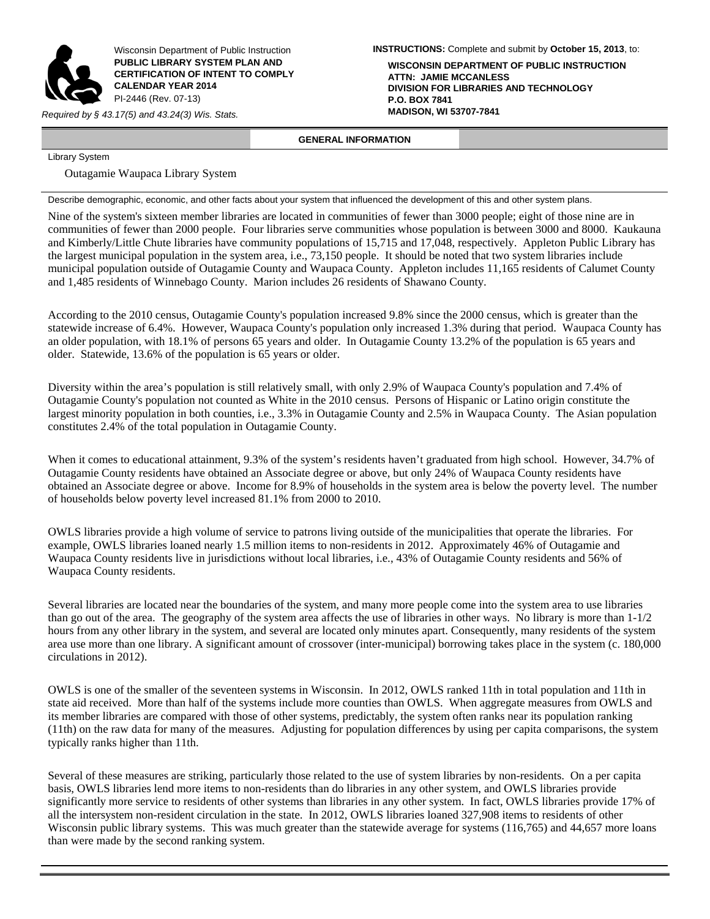Wisconsin Department of Public Instruction
**PUBLIC LIBRARY SYSTEM PLAN AND CERTIFICATION OF INTENT TO COMPLY**
**CALENDAR YEAR 2014**
PI-2446 (Rev. 07-13)

*Required by § 43.17(5) and 43.24(3) Wis. Stats.*

**INSTRUCTIONS:** Complete and submit by **October 15, 2013**, to:

**WISCONSIN DEPARTMENT OF PUBLIC INSTRUCTION**
**ATTN: JAMIE MCCANLESS**
**DIVISION FOR LIBRARIES AND TECHNOLOGY**
**P.O. BOX 7841**
**MADISON, WI 53707-7841**

## GENERAL INFORMATION

Library System

Outagamie Waupaca Library System

Describe demographic, economic, and other facts about your system that influenced the development of this and other system plans.

Nine of the system's sixteen member libraries are located in communities of fewer than 3000 people; eight of those nine are in communities of fewer than 2000 people. Four libraries serve communities whose population is between 3000 and 8000. Kaukauna and Kimberly/Little Chute libraries have community populations of 15,715 and 17,048, respectively. Appleton Public Library has the largest municipal population in the system area, i.e., 73,150 people. It should be noted that two system libraries include municipal population outside of Outagamie County and Waupaca County. Appleton includes 11,165 residents of Calumet County and 1,485 residents of Winnebago County. Marion includes 26 residents of Shawano County.

According to the 2010 census, Outagamie County's population increased 9.8% since the 2000 census, which is greater than the statewide increase of 6.4%. However, Waupaca County's population only increased 1.3% during that period. Waupaca County has an older population, with 18.1% of persons 65 years and older. In Outagamie County 13.2% of the population is 65 years and older. Statewide, 13.6% of the population is 65 years or older.

Diversity within the area's population is still relatively small, with only 2.9% of Waupaca County's population and 7.4% of Outagamie County's population not counted as White in the 2010 census. Persons of Hispanic or Latino origin constitute the largest minority population in both counties, i.e., 3.3% in Outagamie County and 2.5% in Waupaca County. The Asian population constitutes 2.4% of the total population in Outagamie County.

When it comes to educational attainment, 9.3% of the system's residents haven't graduated from high school. However, 34.7% of Outagamie County residents have obtained an Associate degree or above, but only 24% of Waupaca County residents have obtained an Associate degree or above. Income for 8.9% of households in the system area is below the poverty level. The number of households below poverty level increased 81.1% from 2000 to 2010.

OWLS libraries provide a high volume of service to patrons living outside of the municipalities that operate the libraries. For example, OWLS libraries loaned nearly 1.5 million items to non-residents in 2012. Approximately 46% of Outagamie and Waupaca County residents live in jurisdictions without local libraries, i.e., 43% of Outagamie County residents and 56% of Waupaca County residents.

Several libraries are located near the boundaries of the system, and many more people come into the system area to use libraries than go out of the area. The geography of the system area affects the use of libraries in other ways. No library is more than 1-1/2 hours from any other library in the system, and several are located only minutes apart. Consequently, many residents of the system area use more than one library. A significant amount of crossover (inter-municipal) borrowing takes place in the system (c. 180,000 circulations in 2012).

OWLS is one of the smaller of the seventeen systems in Wisconsin. In 2012, OWLS ranked 11th in total population and 11th in state aid received. More than half of the systems include more counties than OWLS. When aggregate measures from OWLS and its member libraries are compared with those of other systems, predictably, the system often ranks near its population ranking (11th) on the raw data for many of the measures. Adjusting for population differences by using per capita comparisons, the system typically ranks higher than 11th.

Several of these measures are striking, particularly those related to the use of system libraries by non-residents. On a per capita basis, OWLS libraries lend more items to non-residents than do libraries in any other system, and OWLS libraries provide significantly more service to residents of other systems than libraries in any other system. In fact, OWLS libraries provide 17% of all the intersystem non-resident circulation in the state. In 2012, OWLS libraries loaned 327,908 items to residents of other Wisconsin public library systems. This was much greater than the statewide average for systems (116,765) and 44,657 more loans than were made by the second ranking system.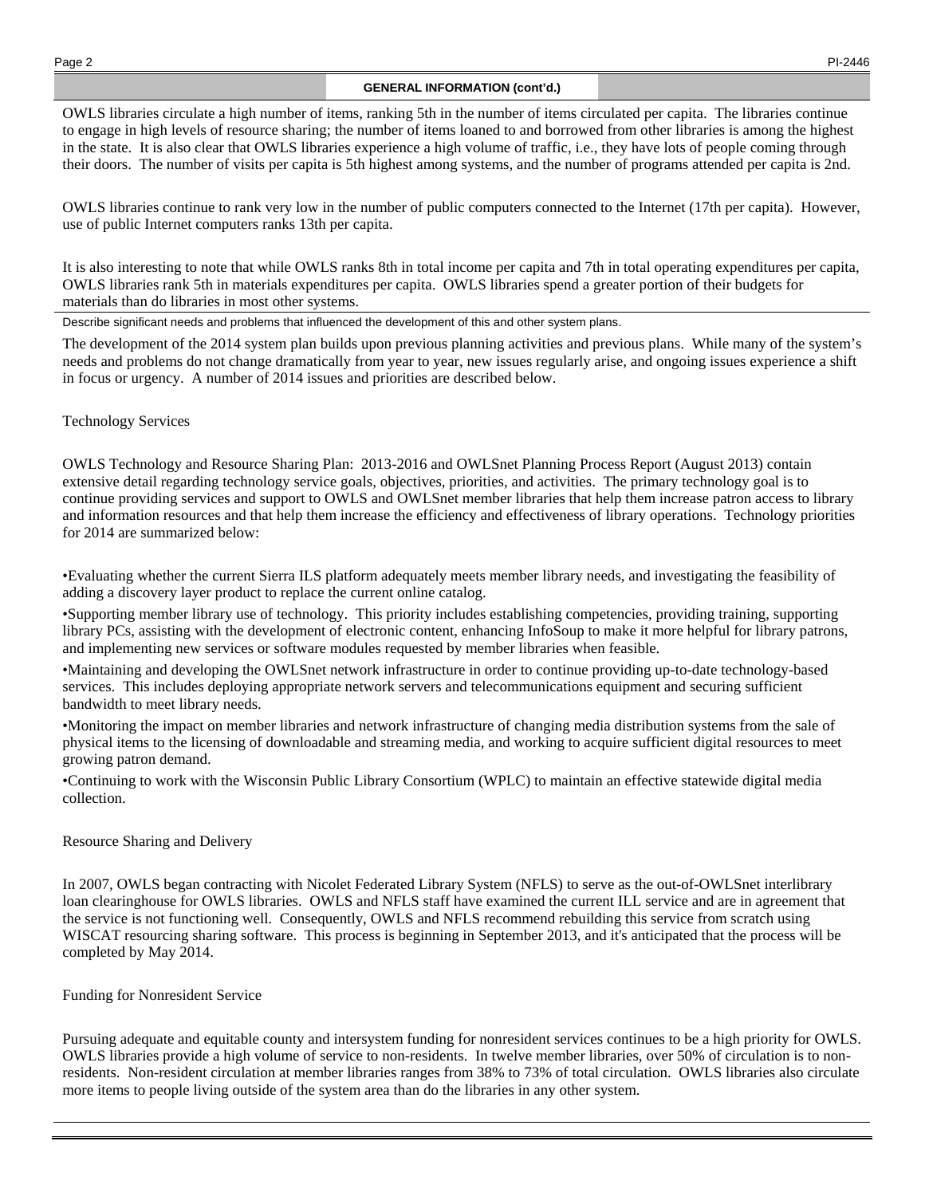## GENERAL INFORMATION (cont'd.)

OWLS libraries circulate a high number of items, ranking 5th in the number of items circulated per capita. The libraries continue to engage in high levels of resource sharing; the number of items loaned to and borrowed from other libraries is among the highest in the state. It is also clear that OWLS libraries experience a high volume of traffic, i.e., they have lots of people coming through their doors. The number of visits per capita is 5th highest among systems, and the number of programs attended per capita is 2nd.

OWLS libraries continue to rank very low in the number of public computers connected to the Internet (17th per capita). However, use of public Internet computers ranks 13th per capita.

It is also interesting to note that while OWLS ranks 8th in total income per capita and 7th in total operating expenditures per capita, OWLS libraries rank 5th in materials expenditures per capita. OWLS libraries spend a greater portion of their budgets for materials than do libraries in most other systems.

Describe significant needs and problems that influenced the development of this and other system plans.

The development of the 2014 system plan builds upon previous planning activities and previous plans. While many of the system's needs and problems do not change dramatically from year to year, new issues regularly arise, and ongoing issues experience a shift in focus or urgency. A number of 2014 issues and priorities are described below.

Technology Services

OWLS Technology and Resource Sharing Plan: 2013-2016 and OWLSnet Planning Process Report (August 2013) contain extensive detail regarding technology service goals, objectives, priorities, and activities. The primary technology goal is to continue providing services and support to OWLS and OWLSnet member libraries that help them increase patron access to library and information resources and that help them increase the efficiency and effectiveness of library operations. Technology priorities for 2014 are summarized below:

- Evaluating whether the current Sierra ILS platform adequately meets member library needs, and investigating the feasibility of adding a discovery layer product to replace the current online catalog.
- Supporting member library use of technology. This priority includes establishing competencies, providing training, supporting library PCs, assisting with the development of electronic content, enhancing InfoSoup to make it more helpful for library patrons, and implementing new services or software modules requested by member libraries when feasible.
- Maintaining and developing the OWLSnet network infrastructure in order to continue providing up-to-date technology-based services. This includes deploying appropriate network servers and telecommunications equipment and securing sufficient bandwidth to meet library needs.
- Monitoring the impact on member libraries and network infrastructure of changing media distribution systems from the sale of physical items to the licensing of downloadable and streaming media, and working to acquire sufficient digital resources to meet growing patron demand.
- Continuing to work with the Wisconsin Public Library Consortium (WPLC) to maintain an effective statewide digital media collection.

Resource Sharing and Delivery

In 2007, OWLS began contracting with Nicolet Federated Library System (NFLS) to serve as the out-of-OWLSnet interlibrary loan clearinghouse for OWLS libraries. OWLS and NFLS staff have examined the current ILL service and are in agreement that the service is not functioning well. Consequently, OWLS and NFLS recommend rebuilding this service from scratch using WISCAT resourcing sharing software. This process is beginning in September 2013, and it's anticipated that the process will be completed by May 2014.

Funding for Nonresident Service

Pursuing adequate and equitable county and intersystem funding for nonresident services continues to be a high priority for OWLS. OWLS libraries provide a high volume of service to non-residents. In twelve member libraries, over 50% of circulation is to non-residents. Non-resident circulation at member libraries ranges from 38% to 73% of total circulation. OWLS libraries also circulate more items to people living outside of the system area than do the libraries in any other system.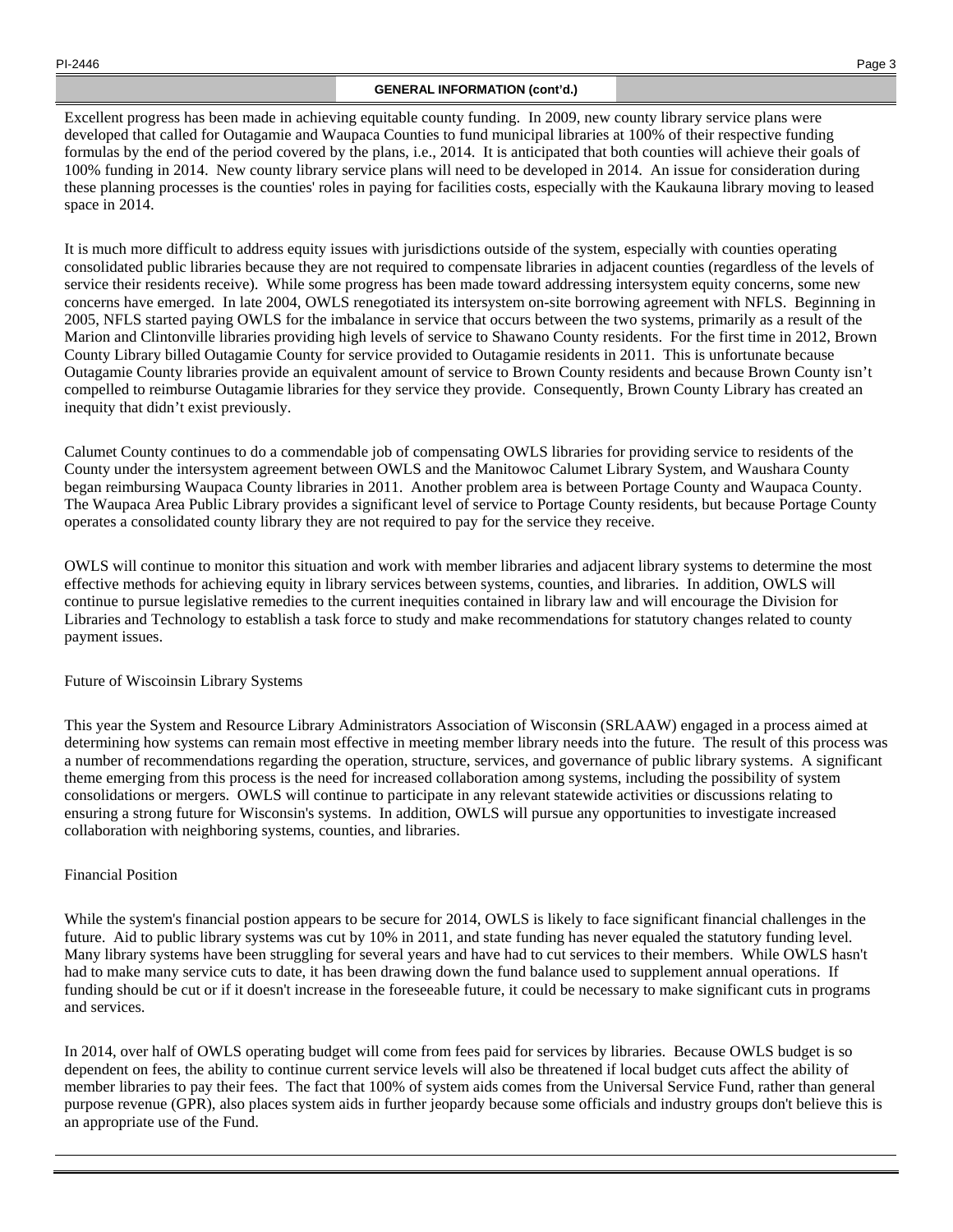## GENERAL INFORMATION (cont'd.)

Excellent progress has been made in achieving equitable county funding. In 2009, new county library service plans were developed that called for Outagamie and Waupaca Counties to fund municipal libraries at 100% of their respective funding formulas by the end of the period covered by the plans, i.e., 2014. It is anticipated that both counties will achieve their goals of 100% funding in 2014. New county library service plans will need to be developed in 2014. An issue for consideration during these planning processes is the counties' roles in paying for facilities costs, especially with the Kaukauna library moving to leased space in 2014.

It is much more difficult to address equity issues with jurisdictions outside of the system, especially with counties operating consolidated public libraries because they are not required to compensate libraries in adjacent counties (regardless of the levels of service their residents receive). While some progress has been made toward addressing intersystem equity concerns, some new concerns have emerged. In late 2004, OWLS renegotiated its intersystem on-site borrowing agreement with NFLS. Beginning in 2005, NFLS started paying OWLS for the imbalance in service that occurs between the two systems, primarily as a result of the Marion and Clintonville libraries providing high levels of service to Shawano County residents. For the first time in 2012, Brown County Library billed Outagamie County for service provided to Outagamie residents in 2011. This is unfortunate because Outagamie County libraries provide an equivalent amount of service to Brown County residents and because Brown County isn't compelled to reimburse Outagamie libraries for they service they provide. Consequently, Brown County Library has created an inequity that didn't exist previously.

Calumet County continues to do a commendable job of compensating OWLS libraries for providing service to residents of the County under the intersystem agreement between OWLS and the Manitowoc Calumet Library System, and Waushara County began reimbursing Waupaca County libraries in 2011. Another problem area is between Portage County and Waupaca County. The Waupaca Area Public Library provides a significant level of service to Portage County residents, but because Portage County operates a consolidated county library they are not required to pay for the service they receive.

OWLS will continue to monitor this situation and work with member libraries and adjacent library systems to determine the most effective methods for achieving equity in library services between systems, counties, and libraries. In addition, OWLS will continue to pursue legislative remedies to the current inequities contained in library law and will encourage the Division for Libraries and Technology to establish a task force to study and make recommendations for statutory changes related to county payment issues.

Future of Wiscoinsin Library Systems

This year the System and Resource Library Administrators Association of Wisconsin (SRLAAW) engaged in a process aimed at determining how systems can remain most effective in meeting member library needs into the future. The result of this process was a number of recommendations regarding the operation, structure, services, and governance of public library systems. A significant theme emerging from this process is the need for increased collaboration among systems, including the possibility of system consolidations or mergers. OWLS will continue to participate in any relevant statewide activities or discussions relating to ensuring a strong future for Wisconsin's systems. In addition, OWLS will pursue any opportunities to investigate increased collaboration with neighboring systems, counties, and libraries.

Financial Position

While the system's financial postion appears to be secure for 2014, OWLS is likely to face significant financial challenges in the future. Aid to public library systems was cut by 10% in 2011, and state funding has never equaled the statutory funding level. Many library systems have been struggling for several years and have had to cut services to their members. While OWLS hasn't had to make many service cuts to date, it has been drawing down the fund balance used to supplement annual operations. If funding should be cut or if it doesn't increase in the foreseeable future, it could be necessary to make significant cuts in programs and services.

In 2014, over half of OWLS operating budget will come from fees paid for services by libraries. Because OWLS budget is so dependent on fees, the ability to continue current service levels will also be threatened if local budget cuts affect the ability of member libraries to pay their fees. The fact that 100% of system aids comes from the Universal Service Fund, rather than general purpose revenue (GPR), also places system aids in further jeopardy because some officials and industry groups don't believe this is an appropriate use of the Fund.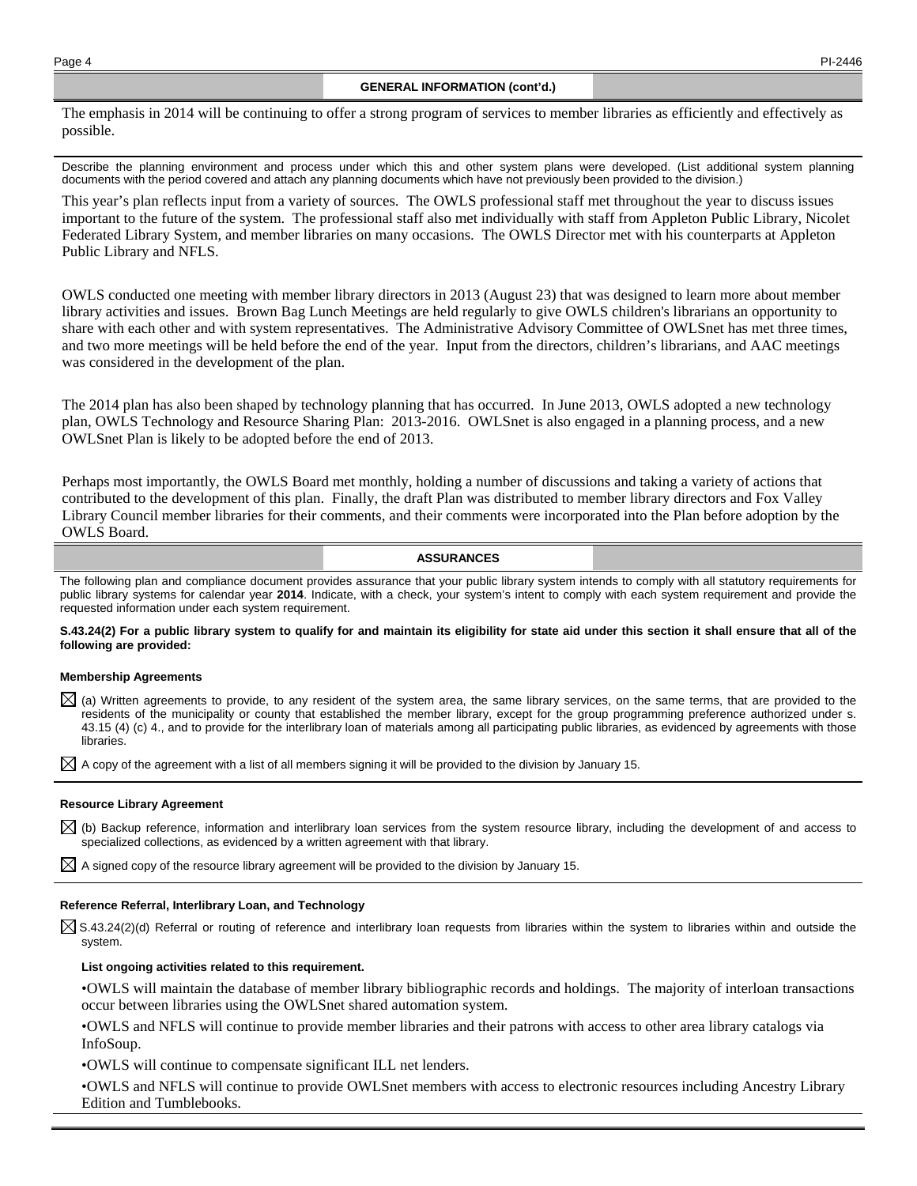## GENERAL INFORMATION (cont'd.)

The emphasis in 2014 will be continuing to offer a strong program of services to member libraries as efficiently and effectively as possible.

Describe the planning environment and process under which this and other system plans were developed. (List additional system planning documents with the period covered and attach any planning documents which have not previously been provided to the division.)

This year's plan reflects input from a variety of sources. The OWLS professional staff met throughout the year to discuss issues important to the future of the system. The professional staff also met individually with staff from Appleton Public Library, Nicolet Federated Library System, and member libraries on many occasions. The OWLS Director met with his counterparts at Appleton Public Library and NFLS.

OWLS conducted one meeting with member library directors in 2013 (August 23) that was designed to learn more about member library activities and issues. Brown Bag Lunch Meetings are held regularly to give OWLS children's librarians an opportunity to share with each other and with system representatives. The Administrative Advisory Committee of OWLSnet has met three times, and two more meetings will be held before the end of the year. Input from the directors, children's librarians, and AAC meetings was considered in the development of the plan.

The 2014 plan has also been shaped by technology planning that has occurred. In June 2013, OWLS adopted a new technology plan, OWLS Technology and Resource Sharing Plan: 2013-2016. OWLSnet is also engaged in a planning process, and a new OWLSnet Plan is likely to be adopted before the end of 2013.

Perhaps most importantly, the OWLS Board met monthly, holding a number of discussions and taking a variety of actions that contributed to the development of this plan. Finally, the draft Plan was distributed to member library directors and Fox Valley Library Council member libraries for their comments, and their comments were incorporated into the Plan before adoption by the OWLS Board.

## ASSURANCES

The following plan and compliance document provides assurance that your public library system intends to comply with all statutory requirements for public library systems for calendar year **2014**. Indicate, with a check, your system's intent to comply with each system requirement and provide the requested information under each system requirement.

**S.43.24(2) For a public library system to qualify for and maintain its eligibility for state aid under this section it shall ensure that all of the following are provided:**

### Membership Agreements

☒ (a) Written agreements to provide, to any resident of the system area, the same library services, on the same terms, that are provided to the residents of the municipality or county that established the member library, except for the group programming preference authorized under s. 43.15 (4) (c) 4., and to provide for the interlibrary loan of materials among all participating public libraries, as evidenced by agreements with those libraries.

☒ A copy of the agreement with a list of all members signing it will be provided to the division by January 15.

### Resource Library Agreement

☒ (b) Backup reference, information and interlibrary loan services from the system resource library, including the development of and access to specialized collections, as evidenced by a written agreement with that library.

☒ A signed copy of the resource library agreement will be provided to the division by January 15.

### Reference Referral, Interlibrary Loan, and Technology

☒ S.43.24(2)(d) Referral or routing of reference and interlibrary loan requests from libraries within the system to libraries within and outside the system.

**List ongoing activities related to this requirement.**

- OWLS will maintain the database of member library bibliographic records and holdings. The majority of interloan transactions occur between libraries using the OWLSnet shared automation system.
- OWLS and NFLS will continue to provide member libraries and their patrons with access to other area library catalogs via InfoSoup.
- OWLS will continue to compensate significant ILL net lenders.
- OWLS and NFLS will continue to provide OWLSnet members with access to electronic resources including Ancestry Library Edition and Tumblebooks.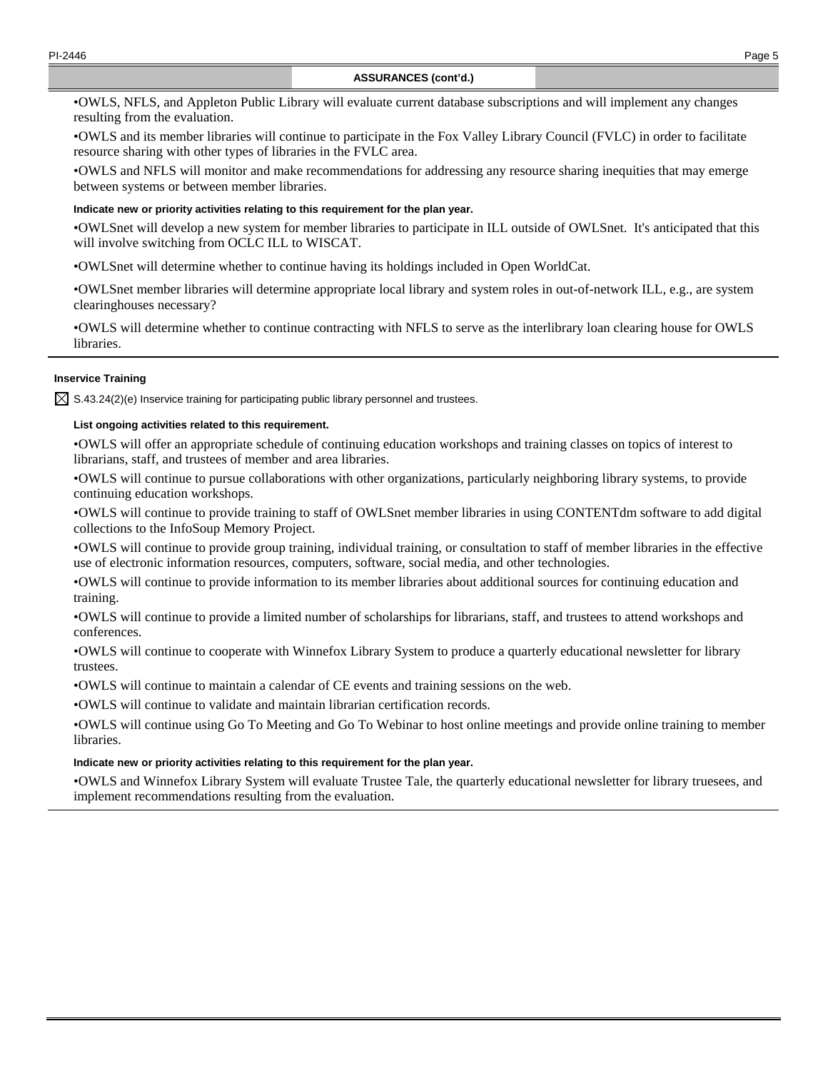**ASSURANCES (cont'd.)**

•OWLS, NFLS, and Appleton Public Library will evaluate current database subscriptions and will implement any changes resulting from the evaluation.

•OWLS and its member libraries will continue to participate in the Fox Valley Library Council (FVLC) in order to facilitate resource sharing with other types of libraries in the FVLC area.

•OWLS and NFLS will monitor and make recommendations for addressing any resource sharing inequities that may emerge between systems or between member libraries.

**Indicate new or priority activities relating to this requirement for the plan year.**

•OWLSnet will develop a new system for member libraries to participate in ILL outside of OWLSnet. It's anticipated that this will involve switching from OCLC ILL to WISCAT.

•OWLSnet will determine whether to continue having its holdings included in Open WorldCat.

•OWLSnet member libraries will determine appropriate local library and system roles in out-of-network ILL, e.g., are system clearinghouses necessary?

•OWLS will determine whether to continue contracting with NFLS to serve as the interlibrary loan clearing house for OWLS libraries.

**Inservice Training**

☒ S.43.24(2)(e) Inservice training for participating public library personnel and trustees.

**List ongoing activities related to this requirement.**

•OWLS will offer an appropriate schedule of continuing education workshops and training classes on topics of interest to librarians, staff, and trustees of member and area libraries.

•OWLS will continue to pursue collaborations with other organizations, particularly neighboring library systems, to provide continuing education workshops.

•OWLS will continue to provide training to staff of OWLSnet member libraries in using CONTENTdm software to add digital collections to the InfoSoup Memory Project.

•OWLS will continue to provide group training, individual training, or consultation to staff of member libraries in the effective use of electronic information resources, computers, software, social media, and other technologies.

•OWLS will continue to provide information to its member libraries about additional sources for continuing education and training.

•OWLS will continue to provide a limited number of scholarships for librarians, staff, and trustees to attend workshops and conferences.

•OWLS will continue to cooperate with Winnefox Library System to produce a quarterly educational newsletter for library trustees.

•OWLS will continue to maintain a calendar of CE events and training sessions on the web.

•OWLS will continue to validate and maintain librarian certification records.

•OWLS will continue using Go To Meeting and Go To Webinar to host online meetings and provide online training to member libraries.

**Indicate new or priority activities relating to this requirement for the plan year.**

•OWLS and Winnefox Library System will evaluate Trustee Tale, the quarterly educational newsletter for library truesees, and implement recommendations resulting from the evaluation.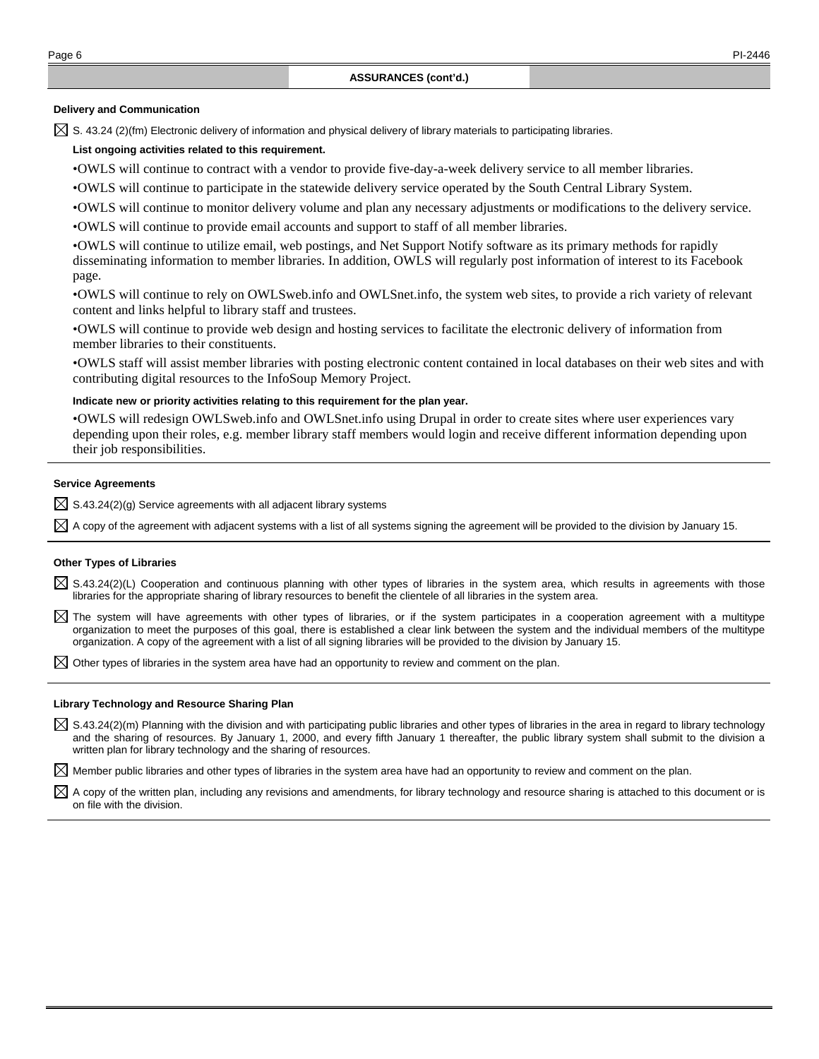## ASSURANCES (cont'd.)

### Delivery and Communication

☒ S. 43.24 (2)(fm) Electronic delivery of information and physical delivery of library materials to participating libraries.

**List ongoing activities related to this requirement.**

•OWLS will continue to contract with a vendor to provide five-day-a-week delivery service to all member libraries.

•OWLS will continue to participate in the statewide delivery service operated by the South Central Library System.

•OWLS will continue to monitor delivery volume and plan any necessary adjustments or modifications to the delivery service.

•OWLS will continue to provide email accounts and support to staff of all member libraries.

•OWLS will continue to utilize email, web postings, and Net Support Notify software as its primary methods for rapidly disseminating information to member libraries. In addition, OWLS will regularly post information of interest to its Facebook page.

•OWLS will continue to rely on OWLSweb.info and OWLSnet.info, the system web sites, to provide a rich variety of relevant content and links helpful to library staff and trustees.

•OWLS will continue to provide web design and hosting services to facilitate the electronic delivery of information from member libraries to their constituents.

•OWLS staff will assist member libraries with posting electronic content contained in local databases on their web sites and with contributing digital resources to the InfoSoup Memory Project.

**Indicate new or priority activities relating to this requirement for the plan year.**

•OWLS will redesign OWLSweb.info and OWLSnet.info using Drupal in order to create sites where user experiences vary depending upon their roles, e.g. member library staff members would login and receive different information depending upon their job responsibilities.

### Service Agreements

☒ S.43.24(2)(g) Service agreements with all adjacent library systems

☒ A copy of the agreement with adjacent systems with a list of all systems signing the agreement will be provided to the division by January 15.

### Other Types of Libraries

☒ S.43.24(2)(L) Cooperation and continuous planning with other types of libraries in the system area, which results in agreements with those libraries for the appropriate sharing of library resources to benefit the clientele of all libraries in the system area.

☒ The system will have agreements with other types of libraries, or if the system participates in a cooperation agreement with a multitype organization to meet the purposes of this goal, there is established a clear link between the system and the individual members of the multitype organization. A copy of the agreement with a list of all signing libraries will be provided to the division by January 15.

☒ Other types of libraries in the system area have had an opportunity to review and comment on the plan.

### Library Technology and Resource Sharing Plan

☒ S.43.24(2)(m) Planning with the division and with participating public libraries and other types of libraries in the area in regard to library technology and the sharing of resources. By January 1, 2000, and every fifth January 1 thereafter, the public library system shall submit to the division a written plan for library technology and the sharing of resources.

☒ Member public libraries and other types of libraries in the system area have had an opportunity to review and comment on the plan.

☒ A copy of the written plan, including any revisions and amendments, for library technology and resource sharing is attached to this document or is on file with the division.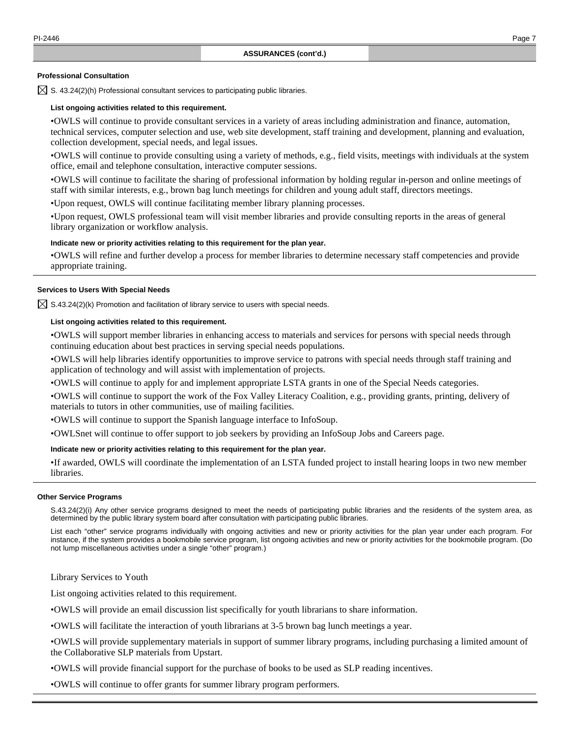## ASSURANCES (cont'd.)

### Professional Consultation

☒ S. 43.24(2)(h) Professional consultant services to participating public libraries.

**List ongoing activities related to this requirement.**

•OWLS will continue to provide consultant services in a variety of areas including administration and finance, automation, technical services, computer selection and use, web site development, staff training and development, planning and evaluation, collection development, special needs, and legal issues.

•OWLS will continue to provide consulting using a variety of methods, e.g., field visits, meetings with individuals at the system office, email and telephone consultation, interactive computer sessions.

•OWLS will continue to facilitate the sharing of professional information by holding regular in-person and online meetings of staff with similar interests, e.g., brown bag lunch meetings for children and young adult staff, directors meetings.

•Upon request, OWLS will continue facilitating member library planning processes.

•Upon request, OWLS professional team will visit member libraries and provide consulting reports in the areas of general library organization or workflow analysis.

**Indicate new or priority activities relating to this requirement for the plan year.**

•OWLS will refine and further develop a process for member libraries to determine necessary staff competencies and provide appropriate training.

### Services to Users With Special Needs

☒ S.43.24(2)(k) Promotion and facilitation of library service to users with special needs.

**List ongoing activities related to this requirement.**

•OWLS will support member libraries in enhancing access to materials and services for persons with special needs through continuing education about best practices in serving special needs populations.

•OWLS will help libraries identify opportunities to improve service to patrons with special needs through staff training and application of technology and will assist with implementation of projects.

•OWLS will continue to apply for and implement appropriate LSTA grants in one of the Special Needs categories.

•OWLS will continue to support the work of the Fox Valley Literacy Coalition, e.g., providing grants, printing, delivery of materials to tutors in other communities, use of mailing facilities.

•OWLS will continue to support the Spanish language interface to InfoSoup.

•OWLSnet will continue to offer support to job seekers by providing an InfoSoup Jobs and Careers page.

**Indicate new or priority activities relating to this requirement for the plan year.**

•If awarded, OWLS will coordinate the implementation of an LSTA funded project to install hearing loops in two new member libraries.

### Other Service Programs

S.43.24(2)(i) Any other service programs designed to meet the needs of participating public libraries and the residents of the system area, as determined by the public library system board after consultation with participating public libraries.

List each "other" service programs individually with ongoing activities and new or priority activities for the plan year under each program. For instance, if the system provides a bookmobile service program, list ongoing activities and new or priority activities for the bookmobile program. (Do not lump miscellaneous activities under a single "other" program.)

Library Services to Youth

List ongoing activities related to this requirement.

•OWLS will provide an email discussion list specifically for youth librarians to share information.

•OWLS will facilitate the interaction of youth librarians at 3-5 brown bag lunch meetings a year.

•OWLS will provide supplementary materials in support of summer library programs, including purchasing a limited amount of the Collaborative SLP materials from Upstart.

•OWLS will provide financial support for the purchase of books to be used as SLP reading incentives.

•OWLS will continue to offer grants for summer library program performers.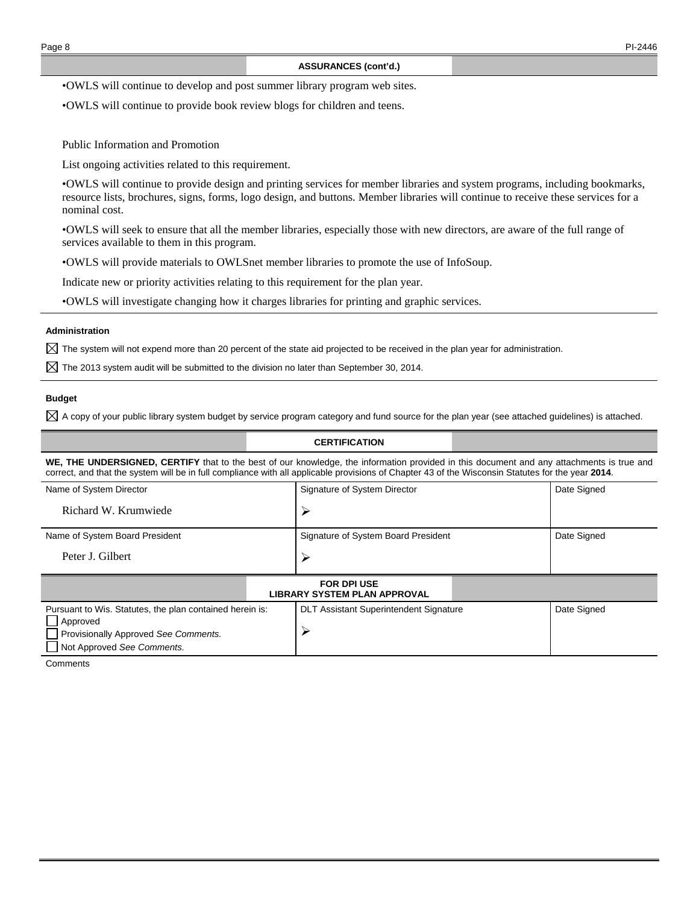## ASSURANCES (cont'd.)

•OWLS will continue to develop and post summer library program web sites.

•OWLS will continue to provide book review blogs for children and teens.

Public Information and Promotion

List ongoing activities related to this requirement.

•OWLS will continue to provide design and printing services for member libraries and system programs, including bookmarks, resource lists, brochures, signs, forms, logo design, and buttons. Member libraries will continue to receive these services for a nominal cost.

•OWLS will seek to ensure that all the member libraries, especially those with new directors, are aware of the full range of services available to them in this program.

•OWLS will provide materials to OWLSnet member libraries to promote the use of InfoSoup.

Indicate new or priority activities relating to this requirement for the plan year.

•OWLS will investigate changing how it charges libraries for printing and graphic services.

**Administration**

☒ The system will not expend more than 20 percent of the state aid projected to be received in the plan year for administration.

☒ The 2013 system audit will be submitted to the division no later than September 30, 2014.

**Budget**

☒ A copy of your public library system budget by service program category and fund source for the plan year (see attached guidelines) is attached.

## CERTIFICATION

**WE, THE UNDERSIGNED, CERTIFY** that to the best of our knowledge, the information provided in this document and any attachments is true and correct, and that the system will be in full compliance with all applicable provisions of Chapter 43 of the Wisconsin Statutes for the year **2014**.

| Name of System Director | Signature of System Director | Date Signed |
|---|---|---|
| Richard W. Krumwiede | ➢ | |
| **Name of System Board President** | **Signature of System Board President** | **Date Signed** |
| Peter J. Gilbert | ➢ | |

## FOR DPI USE
## LIBRARY SYSTEM PLAN APPROVAL

| Pursuant to Wis. Statutes, the plan contained herein is: | DLT Assistant Superintendent Signature | Date Signed |
|---|---|---|
| ☐ Approved<br>☐ Provisionally Approved *See Comments.*<br>☐ Not Approved *See Comments.* | ➢ | |

Comments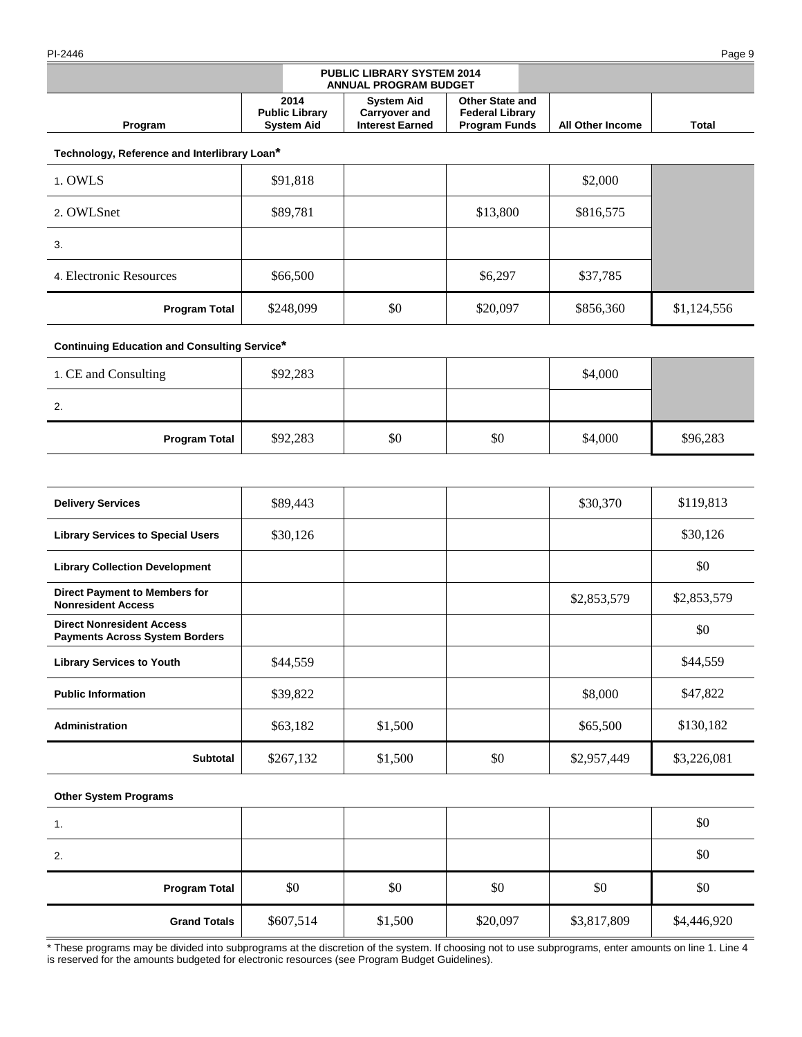## PUBLIC LIBRARY SYSTEM 2014 ANNUAL PROGRAM BUDGET

| Program | 2014 Public Library System Aid | System Aid Carryover and Interest Earned | Other State and Federal Library Program Funds | All Other Income | Total |
|---|---|---|---|---|---|
| **Technology, Reference and Interlibrary Loan*** | | | | | |
| 1. OWLS | $91,818 | | | $2,000 | |
| 2. OWLSnet | $89,781 | | $13,800 | $816,575 | |
| 3. | | | | | |
| 4. Electronic Resources | $66,500 | | $6,297 | $37,785 | |
| **Program Total** | $248,099 | $0 | $20,097 | $856,360 | $1,124,556 |
| **Continuing Education and Consulting Service*** | | | | | |
| 1. CE and Consulting | $92,283 | | | $4,000 | |
| 2. | | | | | |
| **Program Total** | $92,283 | $0 | $0 | $4,000 | $96,283 |
| **Delivery Services** | $89,443 | | | $30,370 | $119,813 |
| **Library Services to Special Users** | $30,126 | | | | $30,126 |
| **Library Collection Development** | | | | | $0 |
| **Direct Payment to Members for Nonresident Access** | | | | $2,853,579 | $2,853,579 |
| **Direct Nonresident Access Payments Across System Borders** | | | | | $0 |
| **Library Services to Youth** | $44,559 | | | | $44,559 |
| **Public Information** | $39,822 | | | $8,000 | $47,822 |
| **Administration** | $63,182 | $1,500 | | $65,500 | $130,182 |
| **Subtotal** | $267,132 | $1,500 | $0 | $2,957,449 | $3,226,081 |
| **Other System Programs** | | | | | |
| 1. | | | | | $0 |
| 2. | | | | | $0 |
| **Program Total** | $0 | $0 | $0 | $0 | $0 |
| **Grand Totals** | $607,514 | $1,500 | $20,097 | $3,817,809 | $4,446,920 |

* These programs may be divided into subprograms at the discretion of the system. If choosing not to use subprograms, enter amounts on line 1. Line 4 is reserved for the amounts budgeted for electronic resources (see Program Budget Guidelines).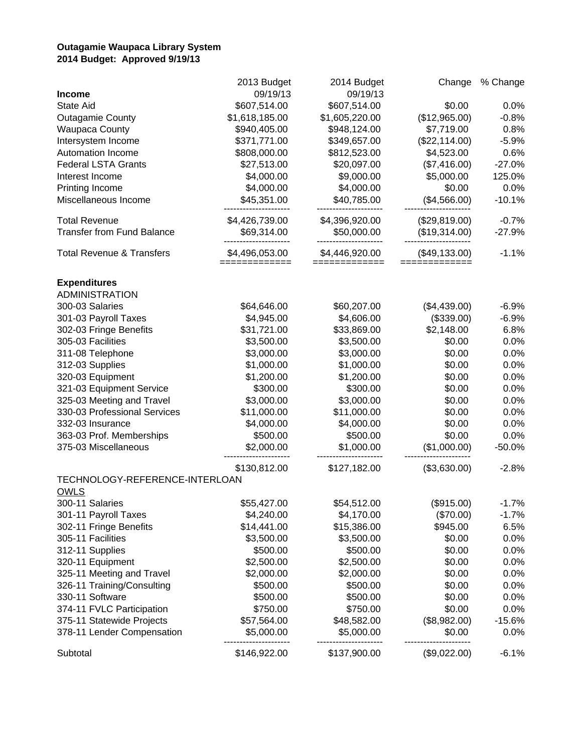**Outagamie Waupaca Library System**
**2014 Budget: Approved 9/19/13**

| | 2013 Budget 09/19/13 | 2014 Budget 09/19/13 | Change | % Change |
|---|---|---|---|---|
| **Income** | | | | |
| State Aid | $607,514.00 | $607,514.00 | $0.00 | 0.0% |
| Outagamie County | $1,618,185.00 | $1,605,220.00 | ($12,965.00) | -0.8% |
| Waupaca County | $940,405.00 | $948,124.00 | $7,719.00 | 0.8% |
| Intersystem Income | $371,771.00 | $349,657.00 | ($22,114.00) | -5.9% |
| Automation Income | $808,000.00 | $812,523.00 | $4,523.00 | 0.6% |
| Federal LSTA Grants | $27,513.00 | $20,097.00 | ($7,416.00) | -27.0% |
| Interest Income | $4,000.00 | $9,000.00 | $5,000.00 | 125.0% |
| Printing Income | $4,000.00 | $4,000.00 | $0.00 | 0.0% |
| Miscellaneous Income | $45,351.00 | $40,785.00 | ($4,566.00) | -10.1% |
| Total Revenue | $4,426,739.00 | $4,396,920.00 | ($29,819.00) | -0.7% |
| Transfer from Fund Balance | $69,314.00 | $50,000.00 | ($19,314.00) | -27.9% |
| Total Revenue & Transfers | $4,496,053.00 | $4,446,920.00 | ($49,133.00) | -1.1% |
| **Expenditures** | | | | |
| ADMINISTRATION | | | | |
| 300-03 Salaries | $64,646.00 | $60,207.00 | ($4,439.00) | -6.9% |
| 301-03 Payroll Taxes | $4,945.00 | $4,606.00 | ($339.00) | -6.9% |
| 302-03 Fringe Benefits | $31,721.00 | $33,869.00 | $2,148.00 | 6.8% |
| 305-03 Facilities | $3,500.00 | $3,500.00 | $0.00 | 0.0% |
| 311-08 Telephone | $3,000.00 | $3,000.00 | $0.00 | 0.0% |
| 312-03 Supplies | $1,000.00 | $1,000.00 | $0.00 | 0.0% |
| 320-03 Equipment | $1,200.00 | $1,200.00 | $0.00 | 0.0% |
| 321-03 Equipment Service | $300.00 | $300.00 | $0.00 | 0.0% |
| 325-03 Meeting and Travel | $3,000.00 | $3,000.00 | $0.00 | 0.0% |
| 330-03 Professional Services | $11,000.00 | $11,000.00 | $0.00 | 0.0% |
| 332-03 Insurance | $4,000.00 | $4,000.00 | $0.00 | 0.0% |
| 363-03 Prof. Memberships | $500.00 | $500.00 | $0.00 | 0.0% |
| 375-03 Miscellaneous | $2,000.00 | $1,000.00 | ($1,000.00) | -50.0% |
| | $130,812.00 | $127,182.00 | ($3,630.00) | -2.8% |
| TECHNOLOGY-REFERENCE-INTERLOAN | | | | |
| OWLS | | | | |
| 300-11 Salaries | $55,427.00 | $54,512.00 | ($915.00) | -1.7% |
| 301-11 Payroll Taxes | $4,240.00 | $4,170.00 | ($70.00) | -1.7% |
| 302-11 Fringe Benefits | $14,441.00 | $15,386.00 | $945.00 | 6.5% |
| 305-11 Facilities | $3,500.00 | $3,500.00 | $0.00 | 0.0% |
| 312-11 Supplies | $500.00 | $500.00 | $0.00 | 0.0% |
| 320-11 Equipment | $2,500.00 | $2,500.00 | $0.00 | 0.0% |
| 325-11 Meeting and Travel | $2,000.00 | $2,000.00 | $0.00 | 0.0% |
| 326-11 Training/Consulting | $500.00 | $500.00 | $0.00 | 0.0% |
| 330-11 Software | $500.00 | $500.00 | $0.00 | 0.0% |
| 374-11 FVLC Participation | $750.00 | $750.00 | $0.00 | 0.0% |
| 375-11 Statewide Projects | $57,564.00 | $48,582.00 | ($8,982.00) | -15.6% |
| 378-11 Lender Compensation | $5,000.00 | $5,000.00 | $0.00 | 0.0% |
| Subtotal | $146,922.00 | $137,900.00 | ($9,022.00) | -6.1% |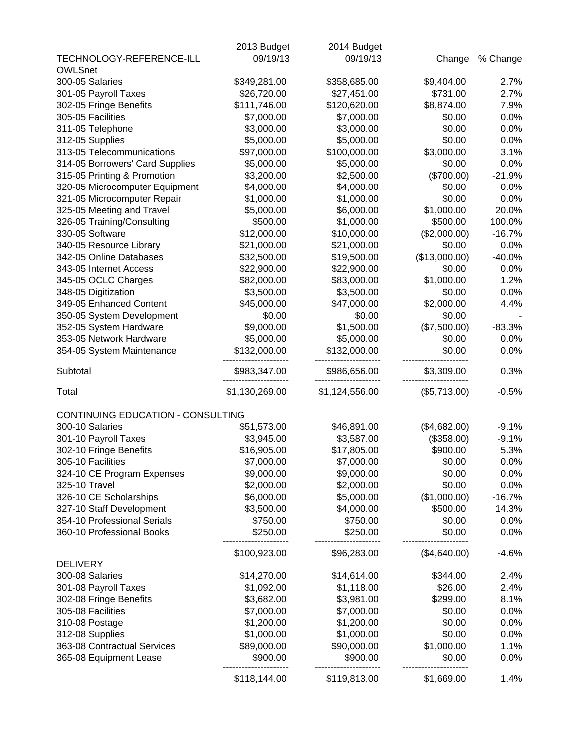| TECHNOLOGY-REFERENCE-ILL | 2013 Budget 09/19/13 | 2014 Budget 09/19/13 | Change | % Change |
|---|---|---|---|---|
| OWLSnet | | | | |
| 300-05 Salaries | $349,281.00 | $358,685.00 | $9,404.00 | 2.7% |
| 301-05 Payroll Taxes | $26,720.00 | $27,451.00 | $731.00 | 2.7% |
| 302-05 Fringe Benefits | $111,746.00 | $120,620.00 | $8,874.00 | 7.9% |
| 305-05 Facilities | $7,000.00 | $7,000.00 | $0.00 | 0.0% |
| 311-05 Telephone | $3,000.00 | $3,000.00 | $0.00 | 0.0% |
| 312-05 Supplies | $5,000.00 | $5,000.00 | $0.00 | 0.0% |
| 313-05 Telecommunications | $97,000.00 | $100,000.00 | $3,000.00 | 3.1% |
| 314-05 Borrowers' Card Supplies | $5,000.00 | $5,000.00 | $0.00 | 0.0% |
| 315-05 Printing & Promotion | $3,200.00 | $2,500.00 | ($700.00) | -21.9% |
| 320-05 Microcomputer Equipment | $4,000.00 | $4,000.00 | $0.00 | 0.0% |
| 321-05 Microcomputer Repair | $1,000.00 | $1,000.00 | $0.00 | 0.0% |
| 325-05 Meeting and Travel | $5,000.00 | $6,000.00 | $1,000.00 | 20.0% |
| 326-05 Training/Consulting | $500.00 | $1,000.00 | $500.00 | 100.0% |
| 330-05 Software | $12,000.00 | $10,000.00 | ($2,000.00) | -16.7% |
| 340-05 Resource Library | $21,000.00 | $21,000.00 | $0.00 | 0.0% |
| 342-05 Online Databases | $32,500.00 | $19,500.00 | ($13,000.00) | -40.0% |
| 343-05 Internet Access | $22,900.00 | $22,900.00 | $0.00 | 0.0% |
| 345-05 OCLC Charges | $82,000.00 | $83,000.00 | $1,000.00 | 1.2% |
| 348-05 Digitization | $3,500.00 | $3,500.00 | $0.00 | 0.0% |
| 349-05 Enhanced Content | $45,000.00 | $47,000.00 | $2,000.00 | 4.4% |
| 350-05 System Development | $0.00 | $0.00 | $0.00 | - |
| 352-05 System Hardware | $9,000.00 | $1,500.00 | ($7,500.00) | -83.3% |
| 353-05 Network Hardware | $5,000.00 | $5,000.00 | $0.00 | 0.0% |
| 354-05 System Maintenance | $132,000.00 | $132,000.00 | $0.00 | 0.0% |
| Subtotal | $983,347.00 | $986,656.00 | $3,309.00 | 0.3% |
| Total | $1,130,269.00 | $1,124,556.00 | ($5,713.00) | -0.5% |
| CONTINUING EDUCATION - CONSULTING | | | | |
| 300-10 Salaries | $51,573.00 | $46,891.00 | ($4,682.00) | -9.1% |
| 301-10 Payroll Taxes | $3,945.00 | $3,587.00 | ($358.00) | -9.1% |
| 302-10 Fringe Benefits | $16,905.00 | $17,805.00 | $900.00 | 5.3% |
| 305-10 Facilities | $7,000.00 | $7,000.00 | $0.00 | 0.0% |
| 324-10 CE Program Expenses | $9,000.00 | $9,000.00 | $0.00 | 0.0% |
| 325-10 Travel | $2,000.00 | $2,000.00 | $0.00 | 0.0% |
| 326-10 CE Scholarships | $6,000.00 | $5,000.00 | ($1,000.00) | -16.7% |
| 327-10 Staff Development | $3,500.00 | $4,000.00 | $500.00 | 14.3% |
| 354-10 Professional Serials | $750.00 | $750.00 | $0.00 | 0.0% |
| 360-10 Professional Books | $250.00 | $250.00 | $0.00 | 0.0% |
| | $100,923.00 | $96,283.00 | ($4,640.00) | -4.6% |
| DELIVERY | | | | |
| 300-08 Salaries | $14,270.00 | $14,614.00 | $344.00 | 2.4% |
| 301-08 Payroll Taxes | $1,092.00 | $1,118.00 | $26.00 | 2.4% |
| 302-08 Fringe Benefits | $3,682.00 | $3,981.00 | $299.00 | 8.1% |
| 305-08 Facilities | $7,000.00 | $7,000.00 | $0.00 | 0.0% |
| 310-08 Postage | $1,200.00 | $1,200.00 | $0.00 | 0.0% |
| 312-08 Supplies | $1,000.00 | $1,000.00 | $0.00 | 0.0% |
| 363-08 Contractual Services | $89,000.00 | $90,000.00 | $1,000.00 | 1.1% |
| 365-08 Equipment Lease | $900.00 | $900.00 | $0.00 | 0.0% |
| | $118,144.00 | $119,813.00 | $1,669.00 | 1.4% |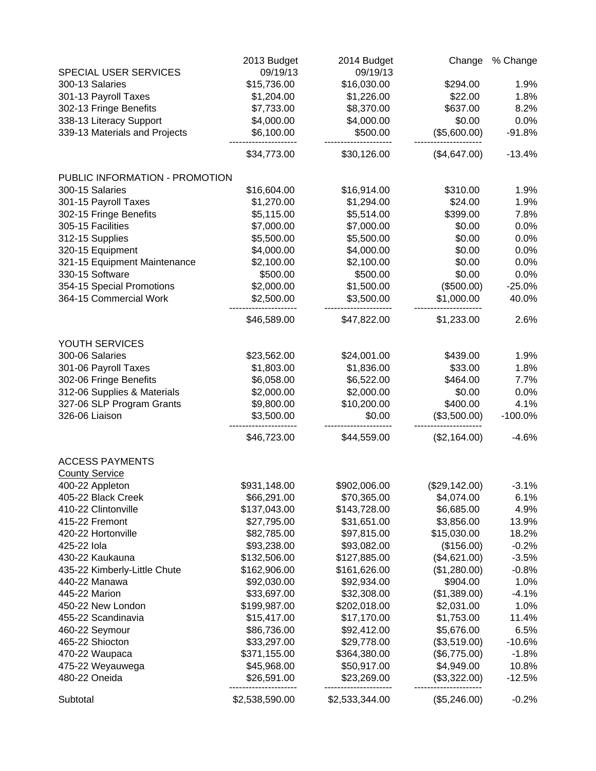| | 2013 Budget 09/19/13 | 2014 Budget 09/19/13 | Change | % Change |
|---|---|---|---|---|
| SPECIAL USER SERVICES | | | | |
| 300-13 Salaries | $15,736.00 | $16,030.00 | $294.00 | 1.9% |
| 301-13 Payroll Taxes | $1,204.00 | $1,226.00 | $22.00 | 1.8% |
| 302-13 Fringe Benefits | $7,733.00 | $8,370.00 | $637.00 | 8.2% |
| 338-13 Literacy Support | $4,000.00 | $4,000.00 | $0.00 | 0.0% |
| 339-13 Materials and Projects | $6,100.00 | $500.00 | ($5,600.00) | -91.8% |
| | $34,773.00 | $30,126.00 | ($4,647.00) | -13.4% |
| PUBLIC INFORMATION - PROMOTION | | | | |
| 300-15 Salaries | $16,604.00 | $16,914.00 | $310.00 | 1.9% |
| 301-15 Payroll Taxes | $1,270.00 | $1,294.00 | $24.00 | 1.9% |
| 302-15 Fringe Benefits | $5,115.00 | $5,514.00 | $399.00 | 7.8% |
| 305-15 Facilities | $7,000.00 | $7,000.00 | $0.00 | 0.0% |
| 312-15 Supplies | $5,500.00 | $5,500.00 | $0.00 | 0.0% |
| 320-15 Equipment | $4,000.00 | $4,000.00 | $0.00 | 0.0% |
| 321-15 Equipment Maintenance | $2,100.00 | $2,100.00 | $0.00 | 0.0% |
| 330-15 Software | $500.00 | $500.00 | $0.00 | 0.0% |
| 354-15 Special Promotions | $2,000.00 | $1,500.00 | ($500.00) | -25.0% |
| 364-15 Commercial Work | $2,500.00 | $3,500.00 | $1,000.00 | 40.0% |
| | $46,589.00 | $47,822.00 | $1,233.00 | 2.6% |
| YOUTH SERVICES | | | | |
| 300-06 Salaries | $23,562.00 | $24,001.00 | $439.00 | 1.9% |
| 301-06 Payroll Taxes | $1,803.00 | $1,836.00 | $33.00 | 1.8% |
| 302-06 Fringe Benefits | $6,058.00 | $6,522.00 | $464.00 | 7.7% |
| 312-06 Supplies & Materials | $2,000.00 | $2,000.00 | $0.00 | 0.0% |
| 327-06 SLP Program Grants | $9,800.00 | $10,200.00 | $400.00 | 4.1% |
| 326-06 Liaison | $3,500.00 | $0.00 | ($3,500.00) | -100.0% |
| | $46,723.00 | $44,559.00 | ($2,164.00) | -4.6% |
| ACCESS PAYMENTS | | | | |
| County Service | | | | |
| 400-22 Appleton | $931,148.00 | $902,006.00 | ($29,142.00) | -3.1% |
| 405-22 Black Creek | $66,291.00 | $70,365.00 | $4,074.00 | 6.1% |
| 410-22 Clintonville | $137,043.00 | $143,728.00 | $6,685.00 | 4.9% |
| 415-22 Fremont | $27,795.00 | $31,651.00 | $3,856.00 | 13.9% |
| 420-22 Hortonville | $82,785.00 | $97,815.00 | $15,030.00 | 18.2% |
| 425-22 Iola | $93,238.00 | $93,082.00 | ($156.00) | -0.2% |
| 430-22 Kaukauna | $132,506.00 | $127,885.00 | ($4,621.00) | -3.5% |
| 435-22 Kimberly-Little Chute | $162,906.00 | $161,626.00 | ($1,280.00) | -0.8% |
| 440-22 Manawa | $92,030.00 | $92,934.00 | $904.00 | 1.0% |
| 445-22 Marion | $33,697.00 | $32,308.00 | ($1,389.00) | -4.1% |
| 450-22 New London | $199,987.00 | $202,018.00 | $2,031.00 | 1.0% |
| 455-22 Scandinavia | $15,417.00 | $17,170.00 | $1,753.00 | 11.4% |
| 460-22 Seymour | $86,736.00 | $92,412.00 | $5,676.00 | 6.5% |
| 465-22 Shiocton | $33,297.00 | $29,778.00 | ($3,519.00) | -10.6% |
| 470-22 Waupaca | $371,155.00 | $364,380.00 | ($6,775.00) | -1.8% |
| 475-22 Weyauwega | $45,968.00 | $50,917.00 | $4,949.00 | 10.8% |
| 480-22 Oneida | $26,591.00 | $23,269.00 | ($3,322.00) | -12.5% |
| Subtotal | $2,538,590.00 | $2,533,344.00 | ($5,246.00) | -0.2% |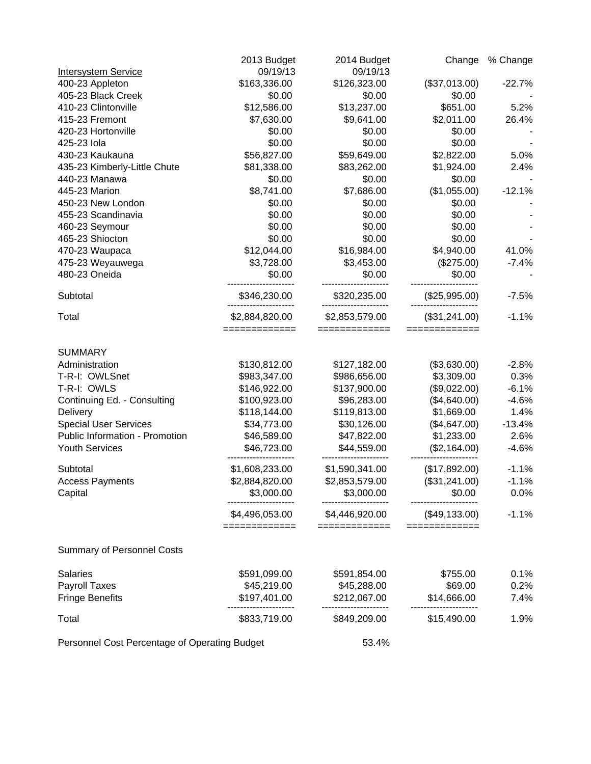| Intersystem Service | 2013 Budget 09/19/13 | 2014 Budget 09/19/13 | Change | % Change |
|---|---|---|---|---|
| 400-23 Appleton | $163,336.00 | $126,323.00 | ($37,013.00) | -22.7% |
| 405-23 Black Creek | $0.00 | $0.00 | $0.00 | - |
| 410-23 Clintonville | $12,586.00 | $13,237.00 | $651.00 | 5.2% |
| 415-23 Fremont | $7,630.00 | $9,641.00 | $2,011.00 | 26.4% |
| 420-23 Hortonville | $0.00 | $0.00 | $0.00 | - |
| 425-23 Iola | $0.00 | $0.00 | $0.00 | - |
| 430-23 Kaukauna | $56,827.00 | $59,649.00 | $2,822.00 | 5.0% |
| 435-23 Kimberly-Little Chute | $81,338.00 | $83,262.00 | $1,924.00 | 2.4% |
| 440-23 Manawa | $0.00 | $0.00 | $0.00 | - |
| 445-23 Marion | $8,741.00 | $7,686.00 | ($1,055.00) | -12.1% |
| 450-23 New London | $0.00 | $0.00 | $0.00 | - |
| 455-23 Scandinavia | $0.00 | $0.00 | $0.00 | - |
| 460-23 Seymour | $0.00 | $0.00 | $0.00 | - |
| 465-23 Shiocton | $0.00 | $0.00 | $0.00 | - |
| 470-23 Waupaca | $12,044.00 | $16,984.00 | $4,940.00 | 41.0% |
| 475-23 Weyauwega | $3,728.00 | $3,453.00 | ($275.00) | -7.4% |
| 480-23 Oneida | $0.00 | $0.00 | $0.00 | - |
| Subtotal | $346,230.00 | $320,235.00 | ($25,995.00) | -7.5% |
| Total | $2,884,820.00 | $2,853,579.00 | ($31,241.00) | -1.1% |

| SUMMARY | 2013 Budget | 2014 Budget | Change | % Change |
|---|---|---|---|---|
| Administration | $130,812.00 | $127,182.00 | ($3,630.00) | -2.8% |
| T-R-I: OWLSnet | $983,347.00 | $986,656.00 | $3,309.00 | 0.3% |
| T-R-I: OWLS | $146,922.00 | $137,900.00 | ($9,022.00) | -6.1% |
| Continuing Ed. - Consulting | $100,923.00 | $96,283.00 | ($4,640.00) | -4.6% |
| Delivery | $118,144.00 | $119,813.00 | $1,669.00 | 1.4% |
| Special User Services | $34,773.00 | $30,126.00 | ($4,647.00) | -13.4% |
| Public Information - Promotion | $46,589.00 | $47,822.00 | $1,233.00 | 2.6% |
| Youth Services | $46,723.00 | $44,559.00 | ($2,164.00) | -4.6% |
| Subtotal | $1,608,233.00 | $1,590,341.00 | ($17,892.00) | -1.1% |
| Access Payments | $2,884,820.00 | $2,853,579.00 | ($31,241.00) | -1.1% |
| Capital | $3,000.00 | $3,000.00 | $0.00 | 0.0% |
| | $4,496,053.00 | $4,446,920.00 | ($49,133.00) | -1.1% |

Summary of Personnel Costs

| | 2013 Budget | 2014 Budget | Change | % Change |
|---|---|---|---|---|
| Salaries | $591,099.00 | $591,854.00 | $755.00 | 0.1% |
| Payroll Taxes | $45,219.00 | $45,288.00 | $69.00 | 0.2% |
| Fringe Benefits | $197,401.00 | $212,067.00 | $14,666.00 | 7.4% |
| Total | $833,719.00 | $849,209.00 | $15,490.00 | 1.9% |

Personnel Cost Percentage of Operating Budget 53.4%